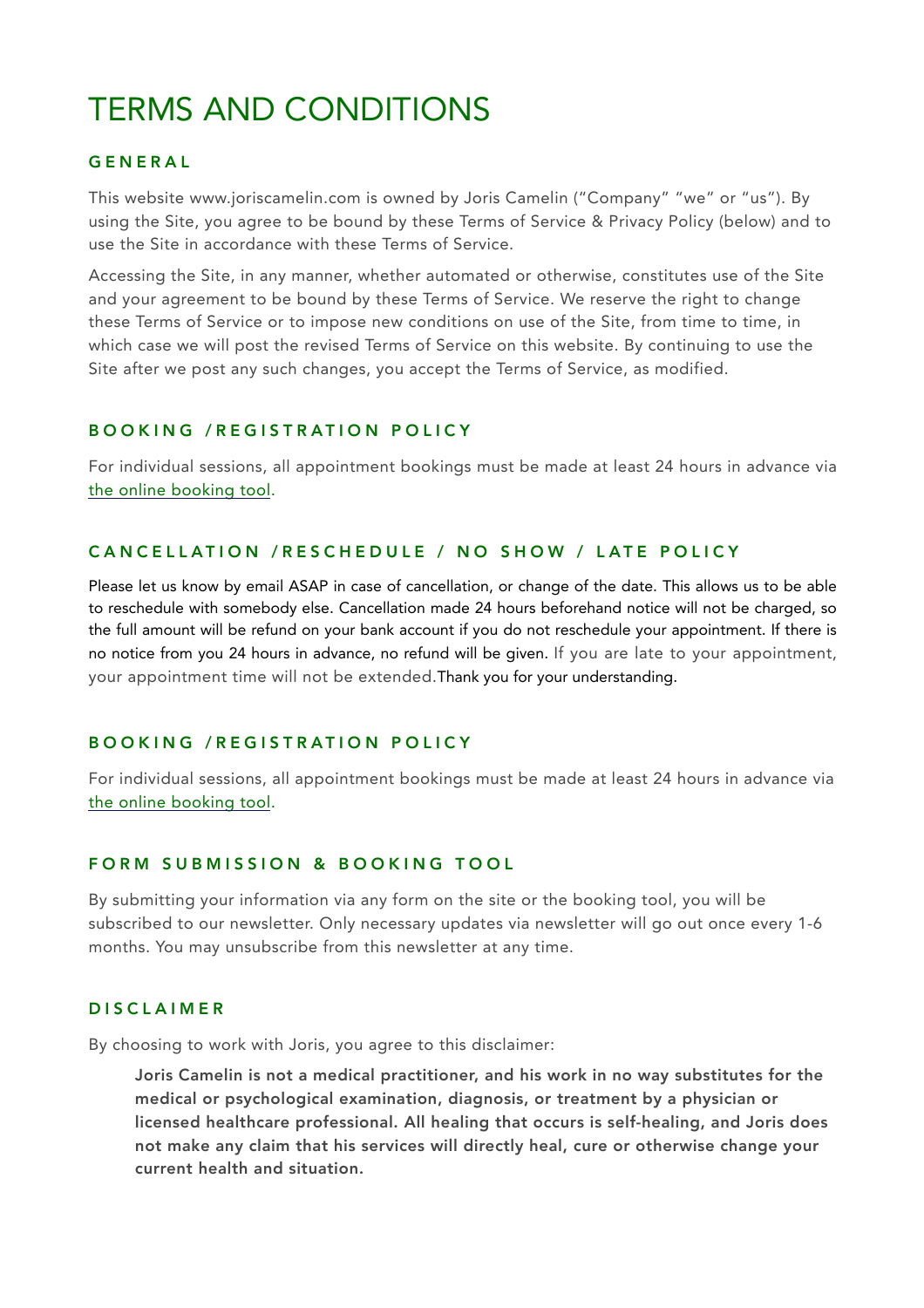# TERMS AND CONDITIONS

## GENERAL

This website www.joriscamelin.com is owned by Joris Camelin ("Company" "we" or "us"). By using the Site, you agree to be bound by these Terms of Service & Privacy Policy (below) and to use the Site in accordance with these Terms of Service.

Accessing the Site, in any manner, whether automated or otherwise, constitutes use of the Site and your agreement to be bound by these Terms of Service. We reserve the right to change these Terms of Service or to impose new conditions on use of the Site, from time to time, in which case we will post the revised Terms of Service on this website. By continuing to use the Site after we post any such changes, you accept the Terms of Service, as modified.

## BOOKING /REGISTRATION POLICY

For individual sessions, all appointment bookings must be made at least 24 hours in advance via the online booking tool.

## CANCELLATION /RESCHEDULE / NO SHOW / LATE POLICY

Please let us know by email ASAP in case of cancellation, or change of the date. This allows us to be able to reschedule with somebody else. Cancellation made 24 hours beforehand notice will not be charged, so the full amount will be refund on your bank account if you do not reschedule your appointment. If there is no notice from you 24 hours in advance, no refund will be given. If you are late to your appointment, your appointment time will not be extended.Thank you for your understanding.

## BOOKING /REGISTRATION POLICY

For individual sessions, all appointment bookings must be made at least 24 hours in advance via the online booking tool.

## FORM SUBMISSION & BOOKING TOOL

By submitting your information via any form on the site or the booking tool, you will be subscribed to our newsletter. Only necessary updates via newsletter will go out once every 1-6 months. You may unsubscribe from this newsletter at any time.

## DISCLAIMER

By choosing to work with Joris, you agree to this disclaimer:

> **Joris Camelin is not a medical practitioner, and his work in no way substitutes for the medical or psychological examination, diagnosis, or treatment by a physician or licensed healthcare professional. All healing that occurs is self-healing, and Joris does not make any claim that his services will directly heal, cure or otherwise change your current health and situation.**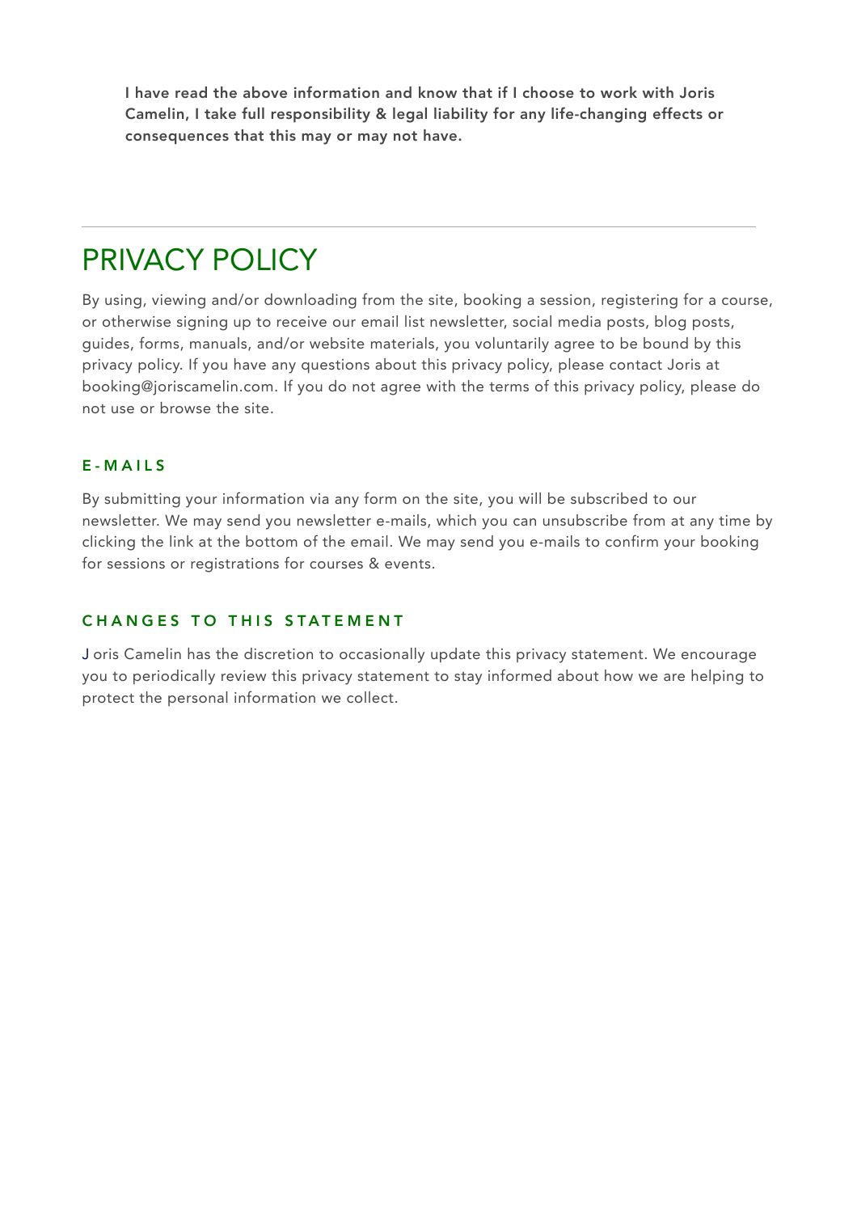**I have read the above information and know that if I choose to work with Joris Camelin, I take full responsibility & legal liability for any life-changing effects or consequences that this may or may not have.**

---

# PRIVACY POLICY

By using, viewing and/or downloading from the site, booking a session, registering for a course, or otherwise signing up to receive our email list newsletter, social media posts, blog posts, guides, forms, manuals, and/or website materials, you voluntarily agree to be bound by this privacy policy. If you have any questions about this privacy policy, please contact Joris at booking@joriscamelin.com. If you do not agree with the terms of this privacy policy, please do not use or browse the site.

## E-MAILS

By submitting your information via any form on the site, you will be subscribed to our newsletter. We may send you newsletter e-mails, which you can unsubscribe from at any time by clicking the link at the bottom of the email. We may send you e-mails to confirm your booking for sessions or registrations for courses & events.

## CHANGES TO THIS STATEMENT

J oris Camelin has the discretion to occasionally update this privacy statement. We encourage you to periodically review this privacy statement to stay informed about how we are helping to protect the personal information we collect.